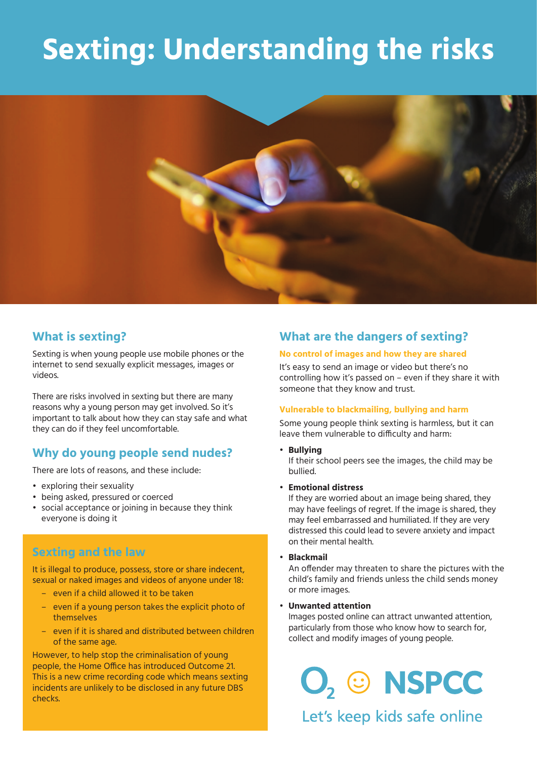# Sexting: Understanding the risks

## What is sexting?

Sexting is when young people use mobile phones or the internet to send sexually explicit messages, images or videos.

There are risks involved in sexting but there are many reasons why a young person may get involved. So it's important to talk about how they can stay safe and what they can do if they feel uncomfortable.

## Why do young people send nudes?

There are lots of reasons, and these include:

- exploring their sexuality
- being asked, pressured or coerced
- social acceptance or joining in because they think everyone is doing it

## Sexting and the law

It is illegal to produce, possess, store or share indecent, sexual or naked images and videos of anyone under 18:

- even if a child allowed it to be taken
- even if a young person takes the explicit photo of themselves
- even if it is shared and distributed between children of the same age.

However, to help stop the criminalisation of young people, the Home Office has introduced Outcome 21. This is a new crime recording code which means sexting incidents are unlikely to be disclosed in any future DBS checks.

## What are the dangers of sexting?

### No control of images and how they are shared

It's easy to send an image or video but there's no controlling how it's passed on – even if they share it with someone that they know and trust.

### Vulnerable to blackmailing, bullying and harm

Some young people think sexting is harmless, but it can leave them vulnerable to difficulty and harm:

- **Bullying**
  If their school peers see the images, the child may be bullied.
- **Emotional distress**
  If they are worried about an image being shared, they may have feelings of regret. If the image is shared, they may feel embarrassed and humiliated. If they are very distressed this could lead to severe anxiety and impact on their mental health.
- **Blackmail**
  An offender may threaten to share the pictures with the child's family and friends unless the child sends money or more images.
- **Unwanted attention**
  Images posted online can attract unwanted attention, particularly from those who know how to search for, collect and modify images of young people.

O2 NSPCC

Let's keep kids safe online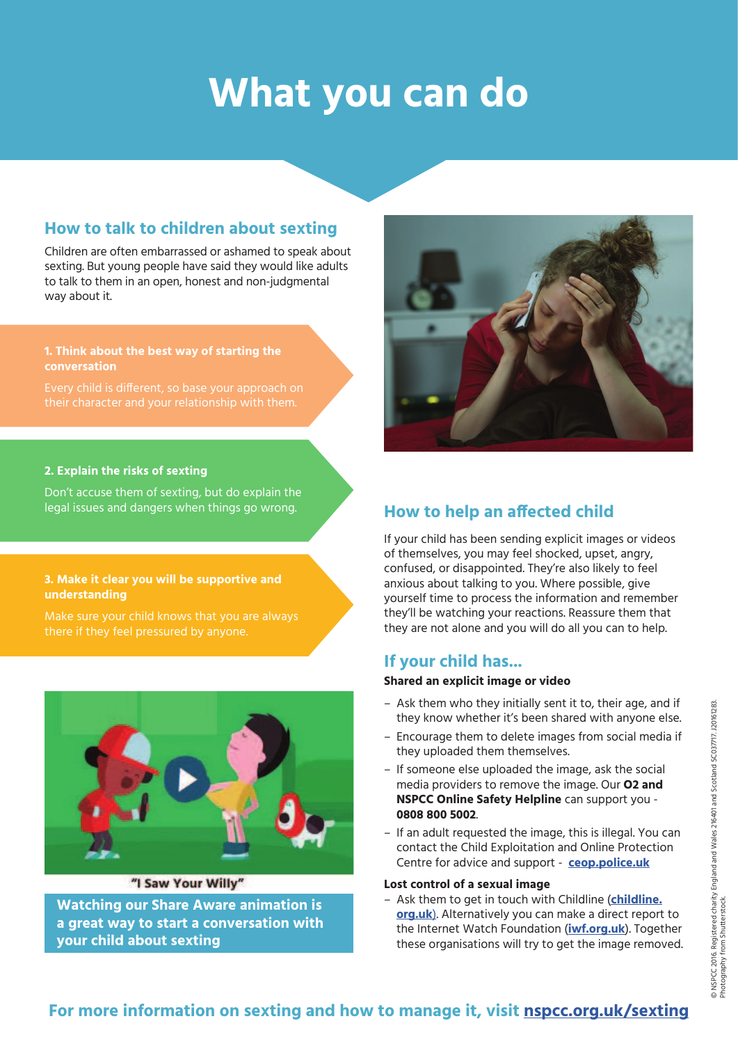# What you can do

## How to talk to children about sexting

Children are often embarrassed or ashamed to speak about sexting. But young people have said they would like adults to talk to them in an open, honest and non-judgmental way about it.

**1. Think about the best way of starting the conversation**

Every child is different, so base your approach on their character and your relationship with them.

**2. Explain the risks of sexting**

Don't accuse them of sexting, but do explain the legal issues and dangers when things go wrong.

**3. Make it clear you will be supportive and understanding**

Make sure your child knows that you are always there if they feel pressured by anyone.

"I Saw Your Willy"

**Watching our Share Aware animation is a great way to start a conversation with your child about sexting**

## How to help an affected child

If your child has been sending explicit images or videos of themselves, you may feel shocked, upset, angry, confused, or disappointed. They're also likely to feel anxious about talking to you. Where possible, give yourself time to process the information and remember they'll be watching your reactions. Reassure them that they are not alone and you will do all you can to help.

## If your child has...

**Shared an explicit image or video**

- Ask them who they initially sent it to, their age, and if they know whether it's been shared with anyone else.
- Encourage them to delete images from social media if they uploaded them themselves.
- If someone else uploaded the image, ask the social media providers to remove the image. Our **O2 and NSPCC Online Safety Helpline** can support you - **0808 800 5002**.
- If an adult requested the image, this is illegal. You can contact the Child Exploitation and Online Protection Centre for advice and support - **ceop.police.uk**

**Lost control of a sexual image**

- Ask them to get in touch with Childline (**childline.org.uk**). Alternatively you can make a direct report to the Internet Watch Foundation (**iwf.org.uk**). Together these organisations will try to get the image removed.

**For more information on sexting and how to manage it, visit nspcc.org.uk/sexting**

© NSPCC 2016. Registered charity England and Wales 216401 and Scotland SC037717. J20161283. Photography from Shutterstock.